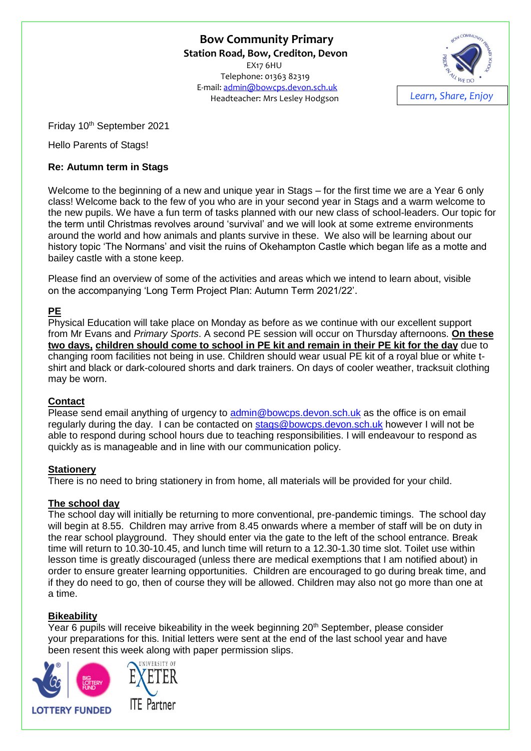# Bow Community Primary

**Station Road, Bow, Crediton, Devon**
EX17 6HU
Telephone: 01363 82319
E-mail: admin@bowcps.devon.sch.uk
Headteacher: Mrs Lesley Hodgson

*Learn, Share, Enjoy*

Friday 10th September 2021

Hello Parents of Stags!

**Re: Autumn term in Stags**

Welcome to the beginning of a new and unique year in Stags – for the first time we are a Year 6 only class! Welcome back to the few of you who are in your second year in Stags and a warm welcome to the new pupils. We have a fun term of tasks planned with our new class of school-leaders. Our topic for the term until Christmas revolves around 'survival' and we will look at some extreme environments around the world and how animals and plants survive in these. We also will be learning about our history topic 'The Normans' and visit the ruins of Okehampton Castle which began life as a motte and bailey castle with a stone keep.

Please find an overview of some of the activities and areas which we intend to learn about, visible on the accompanying 'Long Term Project Plan: Autumn Term 2021/22'.

**PE**

Physical Education will take place on Monday as before as we continue with our excellent support from Mr Evans and *Primary Sports*. A second PE session will occur on Thursday afternoons. **On these two days, children should come to school in PE kit and remain in their PE kit for the day** due to changing room facilities not being in use. Children should wear usual PE kit of a royal blue or white t-shirt and black or dark-coloured shorts and dark trainers. On days of cooler weather, tracksuit clothing may be worn.

**Contact**

Please send email anything of urgency to admin@bowcps.devon.sch.uk as the office is on email regularly during the day. I can be contacted on stags@bowcps.devon.sch.uk however I will not be able to respond during school hours due to teaching responsibilities. I will endeavour to respond as quickly as is manageable and in line with our communication policy.

**Stationery**

There is no need to bring stationery in from home, all materials will be provided for your child.

**The school day**

The school day will initially be returning to more conventional, pre-pandemic timings. The school day will begin at 8.55. Children may arrive from 8.45 onwards where a member of staff will be on duty in the rear school playground. They should enter via the gate to the left of the school entrance. Break time will return to 10.30-10.45, and lunch time will return to a 12.30-1.30 time slot. Toilet use within lesson time is greatly discouraged (unless there are medical exemptions that I am notified about) in order to ensure greater learning opportunities. Children are encouraged to go during break time, and if they do need to go, then of course they will be allowed. Children may also not go more than one at a time.

**Bikeability**

Year 6 pupils will receive bikeability in the week beginning 20th September, please consider your preparations for this. Initial letters were sent at the end of the last school year and have been resent this week along with paper permission slips.

LOTTERY FUNDED

University of Exeter ITE Partner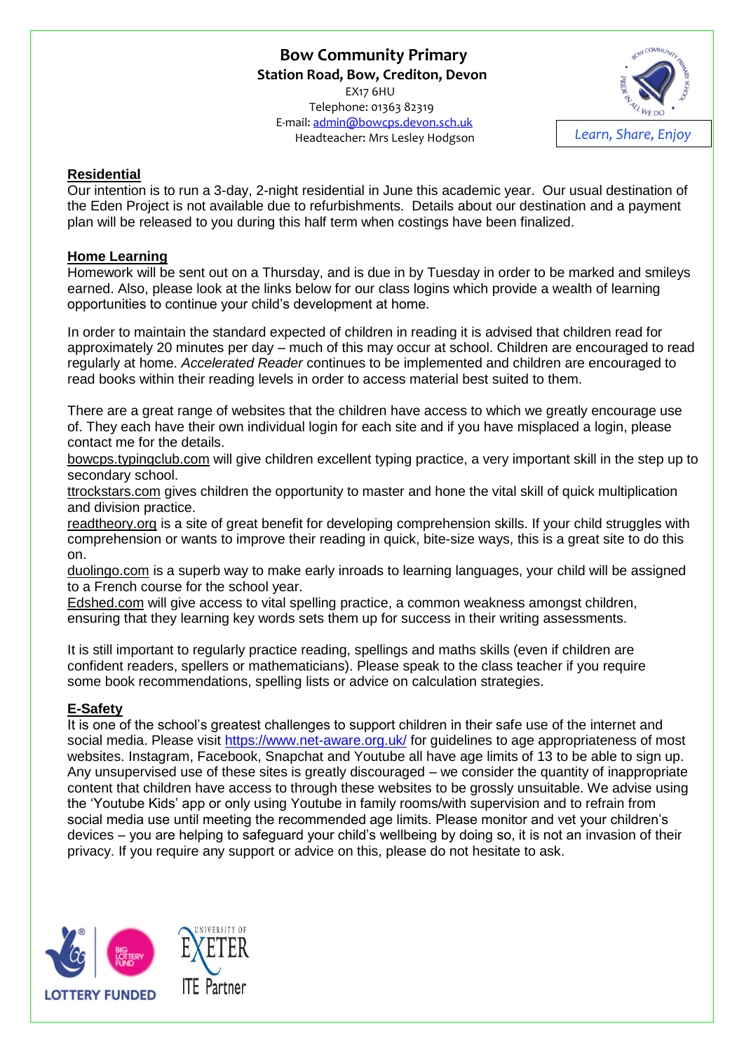**Bow Community Primary**
**Station Road, Bow, Crediton, Devon**
EX17 6HU
Telephone: 01363 82319
E-mail: admin@bowcps.devon.sch.uk
Headteacher: Mrs Lesley Hodgson

*Learn, Share, Enjoy*

## Residential

Our intention is to run a 3-day, 2-night residential in June this academic year. Our usual destination of the Eden Project is not available due to refurbishments. Details about our destination and a payment plan will be released to you during this half term when costings have been finalized.

## Home Learning

Homework will be sent out on a Thursday, and is due in by Tuesday in order to be marked and smileys earned. Also, please look at the links below for our class logins which provide a wealth of learning opportunities to continue your child's development at home.

In order to maintain the standard expected of children in reading it is advised that children read for approximately 20 minutes per day – much of this may occur at school. Children are encouraged to read regularly at home. *Accelerated Reader* continues to be implemented and children are encouraged to read books within their reading levels in order to access material best suited to them.

There are a great range of websites that the children have access to which we greatly encourage use of. They each have their own individual login for each site and if you have misplaced a login, please contact me for the details.

bowcps.typingclub.com will give children excellent typing practice, a very important skill in the step up to secondary school.

ttrockstars.com gives children the opportunity to master and hone the vital skill of quick multiplication and division practice.

readtheory.org is a site of great benefit for developing comprehension skills. If your child struggles with comprehension or wants to improve their reading in quick, bite-size ways, this is a great site to do this on.

duolingo.com is a superb way to make early inroads to learning languages, your child will be assigned to a French course for the school year.

Edshed.com will give access to vital spelling practice, a common weakness amongst children, ensuring that they learning key words sets them up for success in their writing assessments.

It is still important to regularly practice reading, spellings and maths skills (even if children are confident readers, spellers or mathematicians). Please speak to the class teacher if you require some book recommendations, spelling lists or advice on calculation strategies.

## E-Safety

It is one of the school's greatest challenges to support children in their safe use of the internet and social media. Please visit https://www.net-aware.org.uk/ for guidelines to age appropriateness of most websites. Instagram, Facebook, Snapchat and Youtube all have age limits of 13 to be able to sign up. Any unsupervised use of these sites is greatly discouraged – we consider the quantity of inappropriate content that children have access to through these websites to be grossly unsuitable. We advise using the 'Youtube Kids' app or only using Youtube in family rooms/with supervision and to refrain from social media use until meeting the recommended age limits. Please monitor and vet your children's devices – you are helping to safeguard your child's wellbeing by doing so, it is not an invasion of their privacy. If you require any support or advice on this, please do not hesitate to ask.

LOTTERY FUNDED

University of Exeter ITE Partner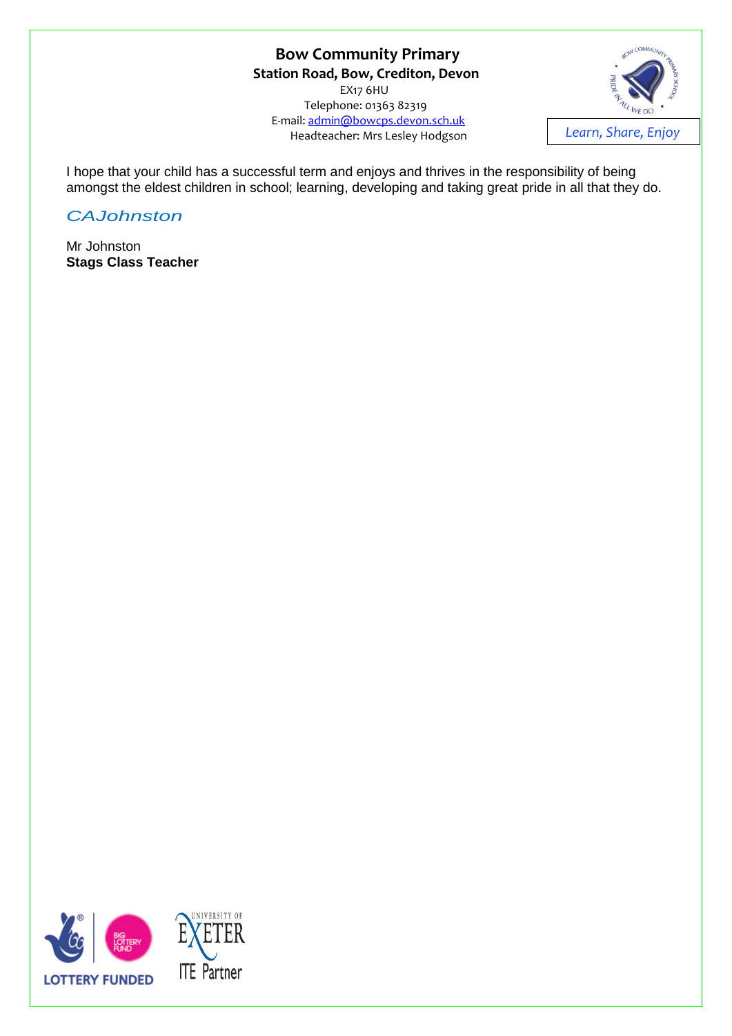**Bow Community Primary**
**Station Road, Bow, Crediton, Devon**
EX17 6HU
Telephone: 01363 82319
E-mail: admin@bowcps.devon.sch.uk
Headteacher: Mrs Lesley Hodgson

*Learn, Share, Enjoy*

I hope that your child has a successful term and enjoys and thrives in the responsibility of being amongst the eldest children in school; learning, developing and taking great pride in all that they do.

*CAJohnston*

Mr Johnston
**Stags Class Teacher**

LOTTERY FUNDED

UNIVERSITY OF EXETER ITE Partner